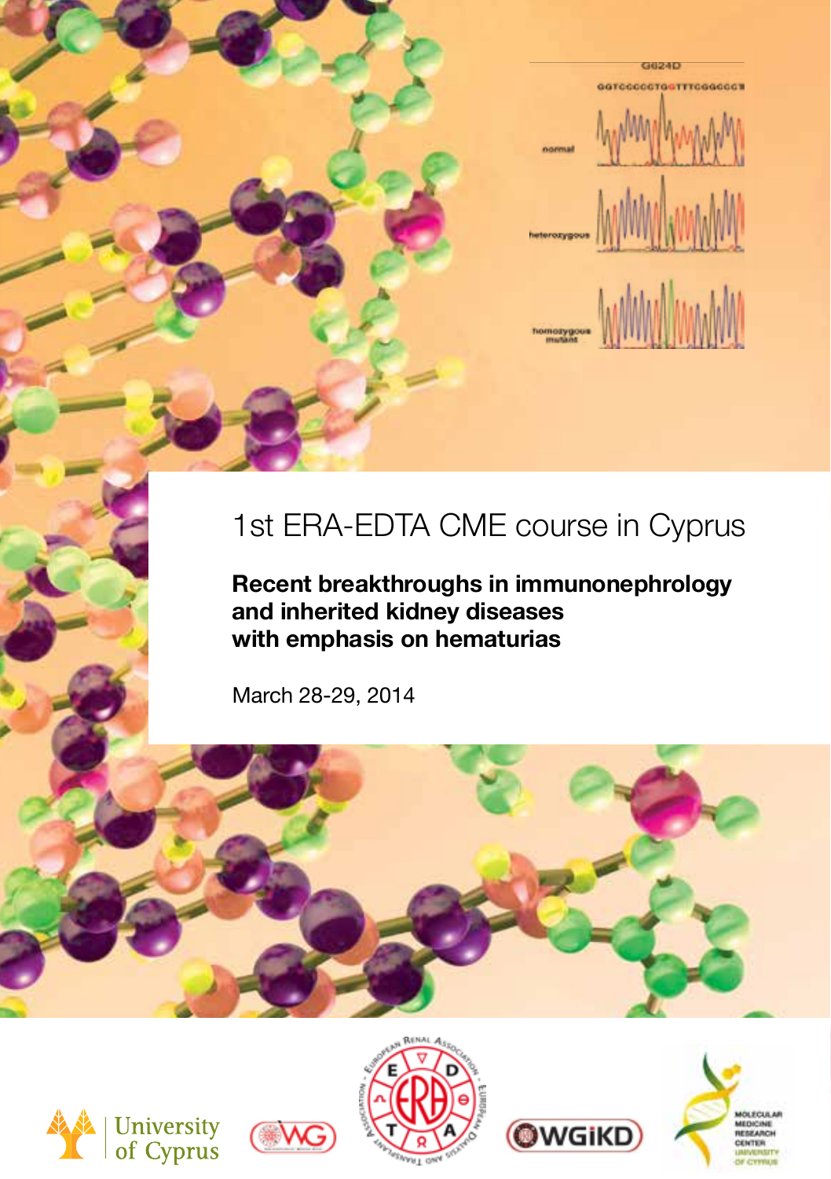# 1st ERA-EDTA CME course in Cyprus

**Recent breakthroughs in immunonephrology and inherited kidney diseases with emphasis on hematurias**

March 28-29, 2014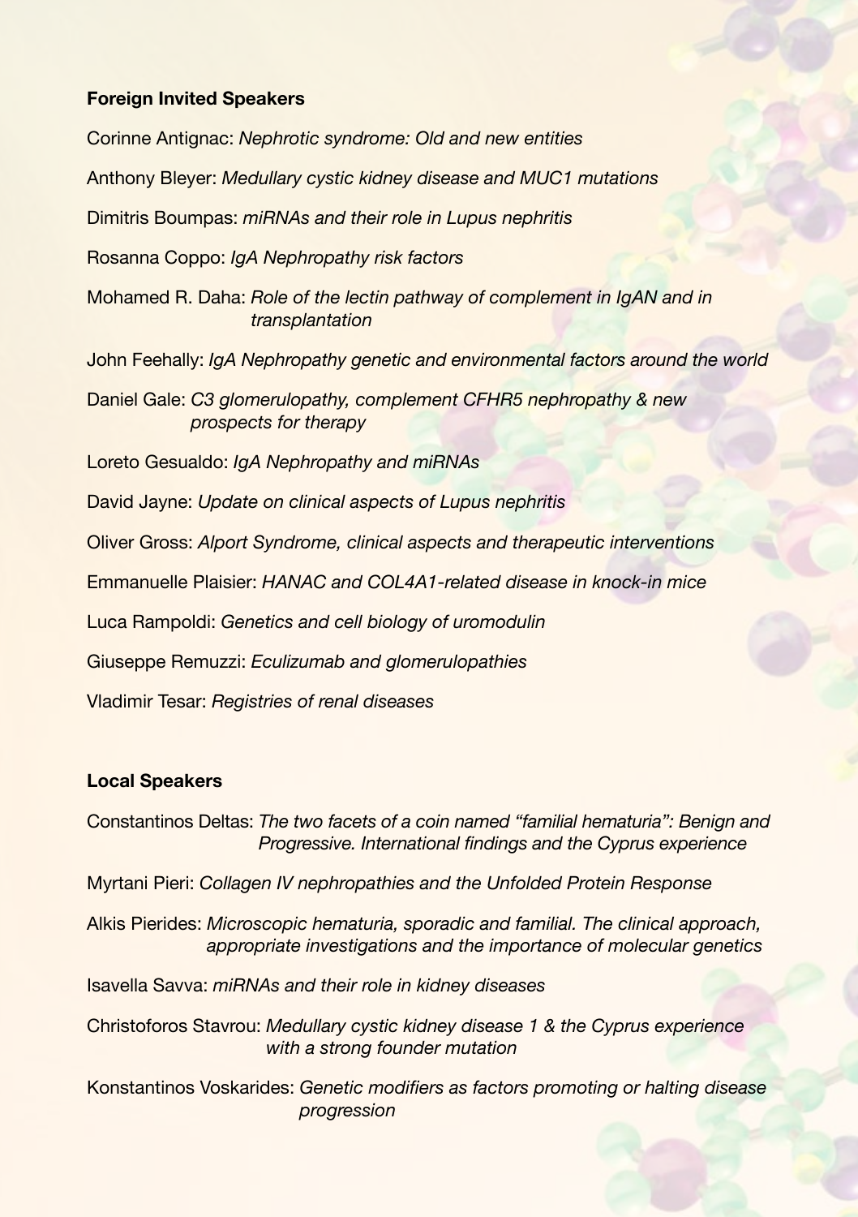## Foreign Invited Speakers

Corinne Antignac: *Nephrotic syndrome: Old and new entities*

Anthony Bleyer: *Medullary cystic kidney disease and MUC1 mutations*

Dimitris Boumpas: *miRNAs and their role in Lupus nephritis*

Rosanna Coppo: *IgA Nephropathy risk factors*

Mohamed R. Daha: *Role of the lectin pathway of complement in IgAN and in transplantation*

John Feehally: *IgA Nephropathy genetic and environmental factors around the world*

Daniel Gale: *C3 glomerulopathy, complement CFHR5 nephropathy & new prospects for therapy*

Loreto Gesualdo: *IgA Nephropathy and miRNAs*

David Jayne: *Update on clinical aspects of Lupus nephritis*

Oliver Gross: *Alport Syndrome, clinical aspects and therapeutic interventions*

Emmanuelle Plaisier: *HANAC and COL4A1-related disease in knock-in mice*

Luca Rampoldi: *Genetics and cell biology of uromodulin*

Giuseppe Remuzzi: *Eculizumab and glomerulopathies*

Vladimir Tesar: *Registries of renal diseases*

## Local Speakers

Constantinos Deltas: *The two facets of a coin named "familial hematuria": Benign and Progressive. International findings and the Cyprus experience*

Myrtani Pieri: *Collagen IV nephropathies and the Unfolded Protein Response*

Alkis Pierides: *Microscopic hematuria, sporadic and familial. The clinical approach, appropriate investigations and the importance of molecular genetics*

Isavella Savva: *miRNAs and their role in kidney diseases*

Christoforos Stavrou: *Medullary cystic kidney disease 1 & the Cyprus experience with a strong founder mutation*

Konstantinos Voskarides: *Genetic modifiers as factors promoting or halting disease progression*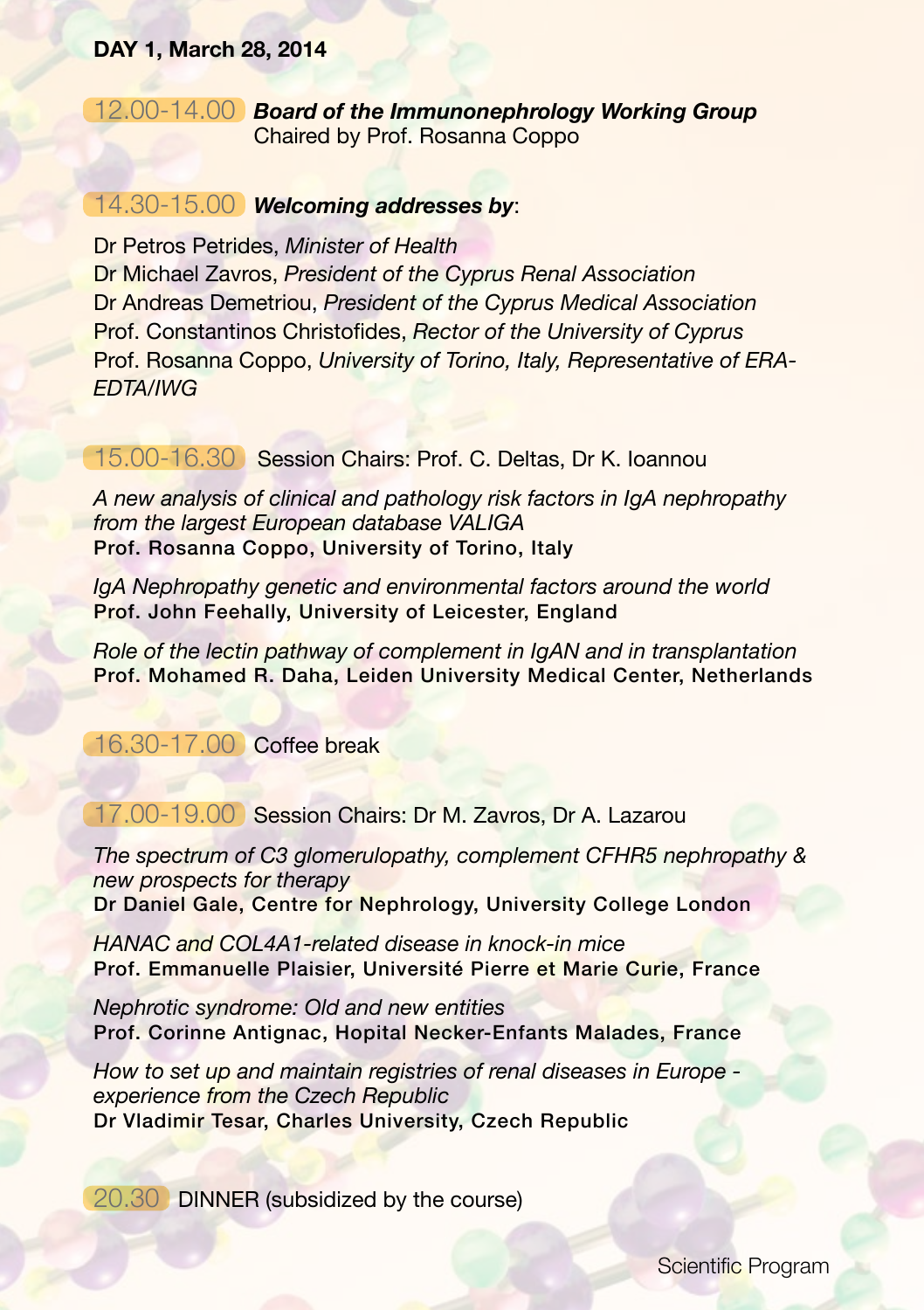## DAY 1, March 28, 2014

**12.00-14.00** ***Board of the Immunonephrology Working Group***
Chaired by Prof. Rosanna Coppo

**14.30-15.00** ***Welcoming addresses by***:

Dr Petros Petrides, *Minister of Health*
Dr Michael Zavros, *President of the Cyprus Renal Association*
Dr Andreas Demetriou, *President of the Cyprus Medical Association*
Prof. Constantinos Christofides, *Rector of the University of Cyprus*
Prof. Rosanna Coppo, *University of Torino, Italy, Representative of ERA-EDTA/IWG*

**15.00-16.30** Session Chairs: Prof. C. Deltas, Dr K. Ioannou

*A new analysis of clinical and pathology risk factors in IgA nephropathy from the largest European database VALIGA*
**Prof. Rosanna Coppo, University of Torino, Italy**

*IgA Nephropathy genetic and environmental factors around the world*
**Prof. John Feehally, University of Leicester, England**

*Role of the lectin pathway of complement in IgAN and in transplantation*
**Prof. Mohamed R. Daha, Leiden University Medical Center, Netherlands**

**16.30-17.00** Coffee break

**17.00-19.00** Session Chairs: Dr M. Zavros, Dr A. Lazarou

*The spectrum of C3 glomerulopathy, complement CFHR5 nephropathy & new prospects for therapy*
**Dr Daniel Gale, Centre for Nephrology, University College London**

*HANAC and COL4A1-related disease in knock-in mice*
**Prof. Emmanuelle Plaisier, Université Pierre et Marie Curie, France**

*Nephrotic syndrome: Old and new entities*
**Prof. Corinne Antignac, Hopital Necker-Enfants Malades, France**

*How to set up and maintain registries of renal diseases in Europe - experience from the Czech Republic*
**Dr Vladimir Tesar, Charles University, Czech Republic**

**20.30** DINNER (subsidized by the course)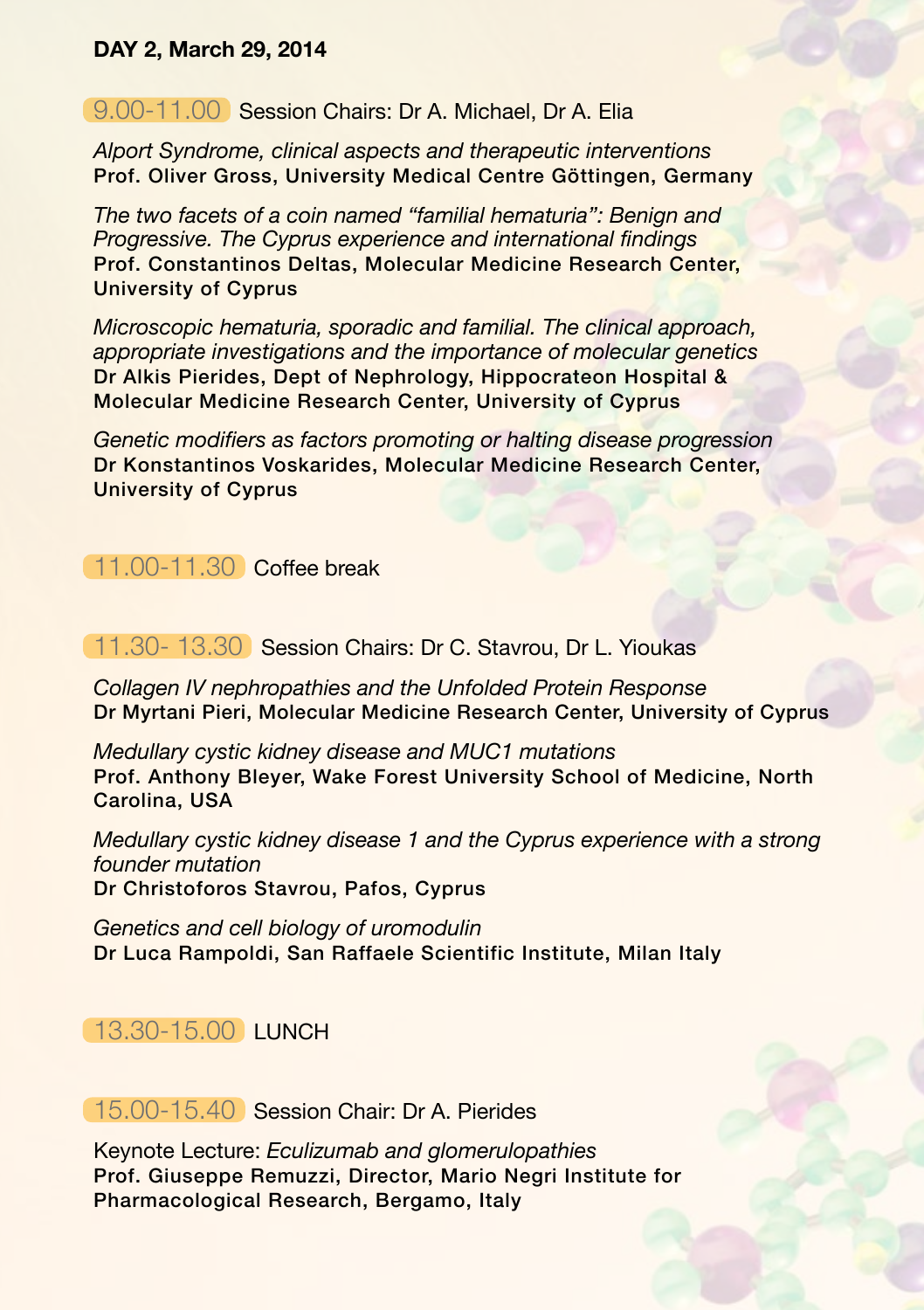**DAY 2, March 29, 2014**

**9.00-11.00** Session Chairs: Dr A. Michael, Dr A. Elia

*Alport Syndrome, clinical aspects and therapeutic interventions*
**Prof. Oliver Gross, University Medical Centre Göttingen, Germany**

*The two facets of a coin named "familial hematuria": Benign and Progressive. The Cyprus experience and international findings*
**Prof. Constantinos Deltas, Molecular Medicine Research Center, University of Cyprus**

*Microscopic hematuria, sporadic and familial. The clinical approach, appropriate investigations and the importance of molecular genetics*
**Dr Alkis Pierides, Dept of Nephrology, Hippocrateon Hospital & Molecular Medicine Research Center, University of Cyprus**

*Genetic modifiers as factors promoting or halting disease progression*
**Dr Konstantinos Voskarides, Molecular Medicine Research Center, University of Cyprus**

**11.00-11.30** Coffee break

**11.30- 13.30** Session Chairs: Dr C. Stavrou, Dr L. Yioukas

*Collagen IV nephropathies and the Unfolded Protein Response*
**Dr Myrtani Pieri, Molecular Medicine Research Center, University of Cyprus**

*Medullary cystic kidney disease and MUC1 mutations*
**Prof. Anthony Bleyer, Wake Forest University School of Medicine, North Carolina, USA**

*Medullary cystic kidney disease 1 and the Cyprus experience with a strong founder mutation*
**Dr Christoforos Stavrou, Pafos, Cyprus**

*Genetics and cell biology of uromodulin*
**Dr Luca Rampoldi, San Raffaele Scientific Institute, Milan Italy**

**13.30-15.00** LUNCH

**15.00-15.40** Session Chair: Dr A. Pierides

Keynote Lecture: *Eculizumab and glomerulopathies*
**Prof. Giuseppe Remuzzi, Director, Mario Negri Institute for Pharmacological Research, Bergamo, Italy**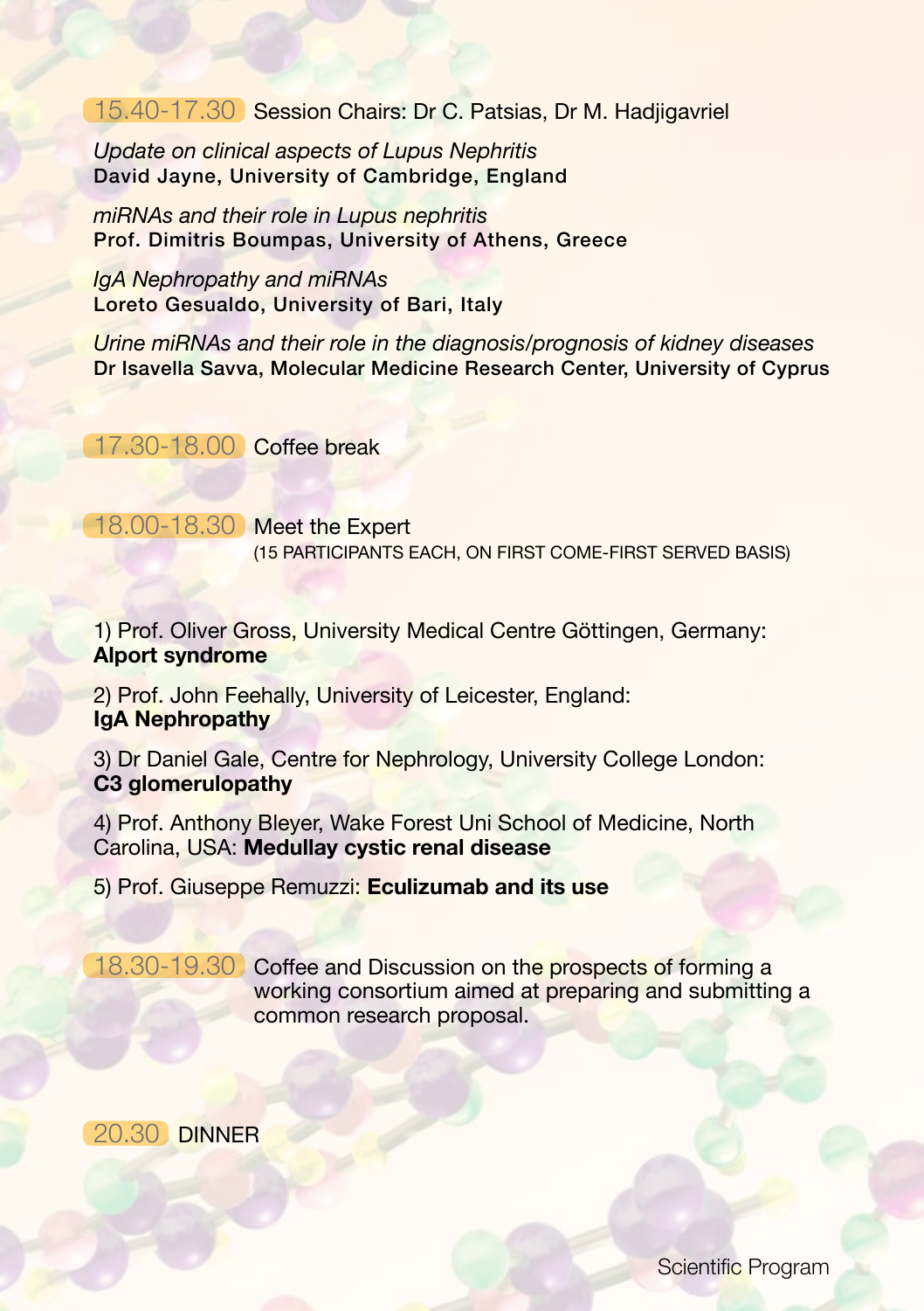**15.40-17.30** Session Chairs: Dr C. Patsias, Dr M. Hadjigavriel

*Update on clinical aspects of Lupus Nephritis*
**David Jayne, University of Cambridge, England**

*miRNAs and their role in Lupus nephritis*
**Prof. Dimitris Boumpas, University of Athens, Greece**

*IgA Nephropathy and miRNAs*
**Loreto Gesualdo, University of Bari, Italy**

*Urine miRNAs and their role in the diagnosis/prognosis of kidney diseases*
**Dr Isavella Savva, Molecular Medicine Research Center, University of Cyprus**

**17.30-18.00** Coffee break

**18.00-18.30** Meet the Expert
(15 PARTICIPANTS EACH, ON FIRST COME-FIRST SERVED BASIS)

1) Prof. Oliver Gross, University Medical Centre Göttingen, Germany: **Alport syndrome**

2) Prof. John Feehally, University of Leicester, England: **IgA Nephropathy**

3) Dr Daniel Gale, Centre for Nephrology, University College London: **C3 glomerulopathy**

4) Prof. Anthony Bleyer, Wake Forest Uni School of Medicine, North Carolina, USA: **Medullay cystic renal disease**

5) Prof. Giuseppe Remuzzi: **Eculizumab and its use**

**18.30-19.30** Coffee and Discussion on the prospects of forming a working consortium aimed at preparing and submitting a common research proposal.

**20.30** DINNER

Scientific Program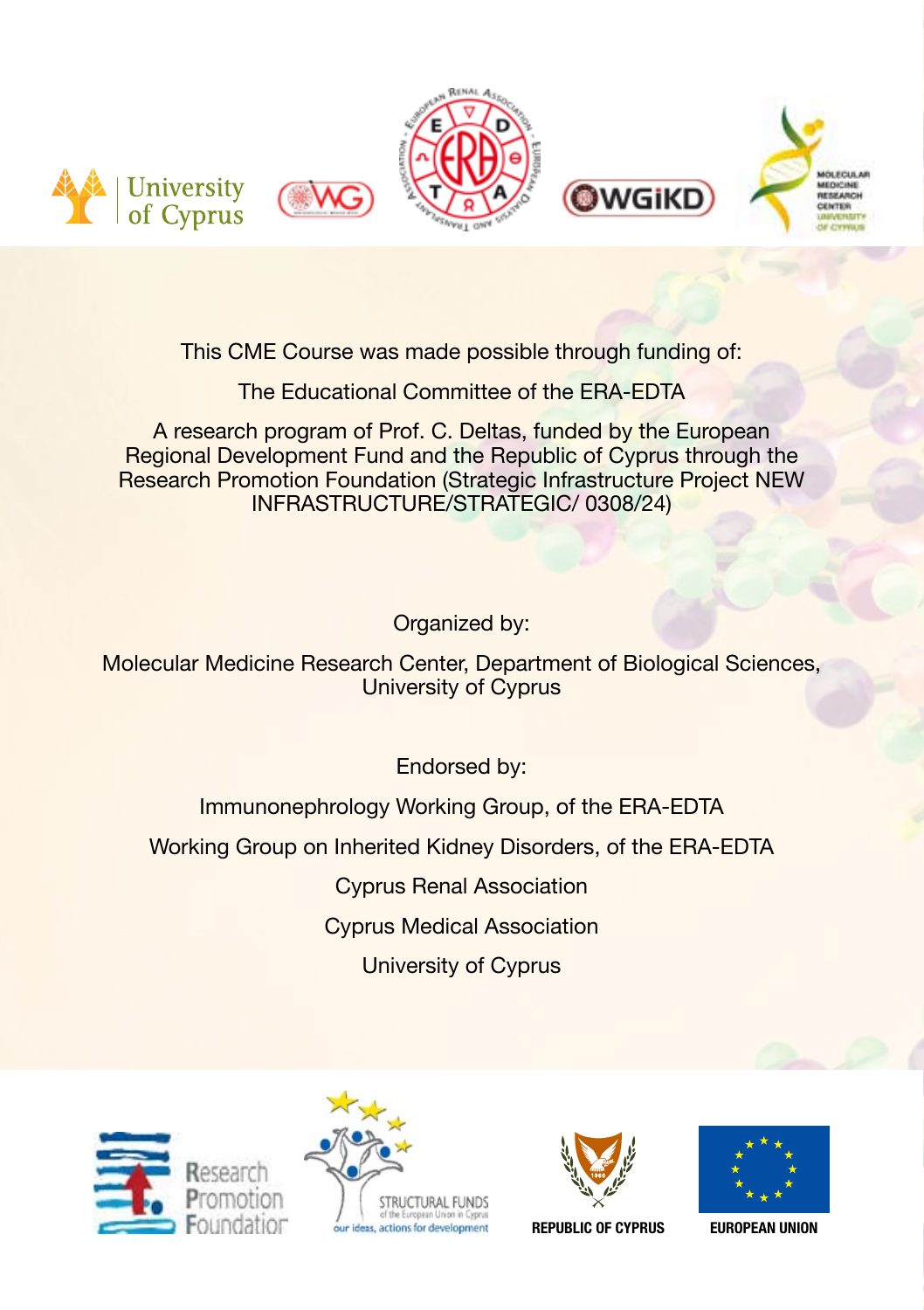This CME Course was made possible through funding of:

The Educational Committee of the ERA-EDTA

A research program of Prof. C. Deltas, funded by the European Regional Development Fund and the Republic of Cyprus through the Research Promotion Foundation (Strategic Infrastructure Project NEW INFRASTRUCTURE/STRATEGIC/ 0308/24)

Organized by:

Molecular Medicine Research Center, Department of Biological Sciences, University of Cyprus

Endorsed by:

Immunonephrology Working Group, of the ERA-EDTA

Working Group on Inherited Kidney Disorders, of the ERA-EDTA

Cyprus Renal Association

Cyprus Medical Association

University of Cyprus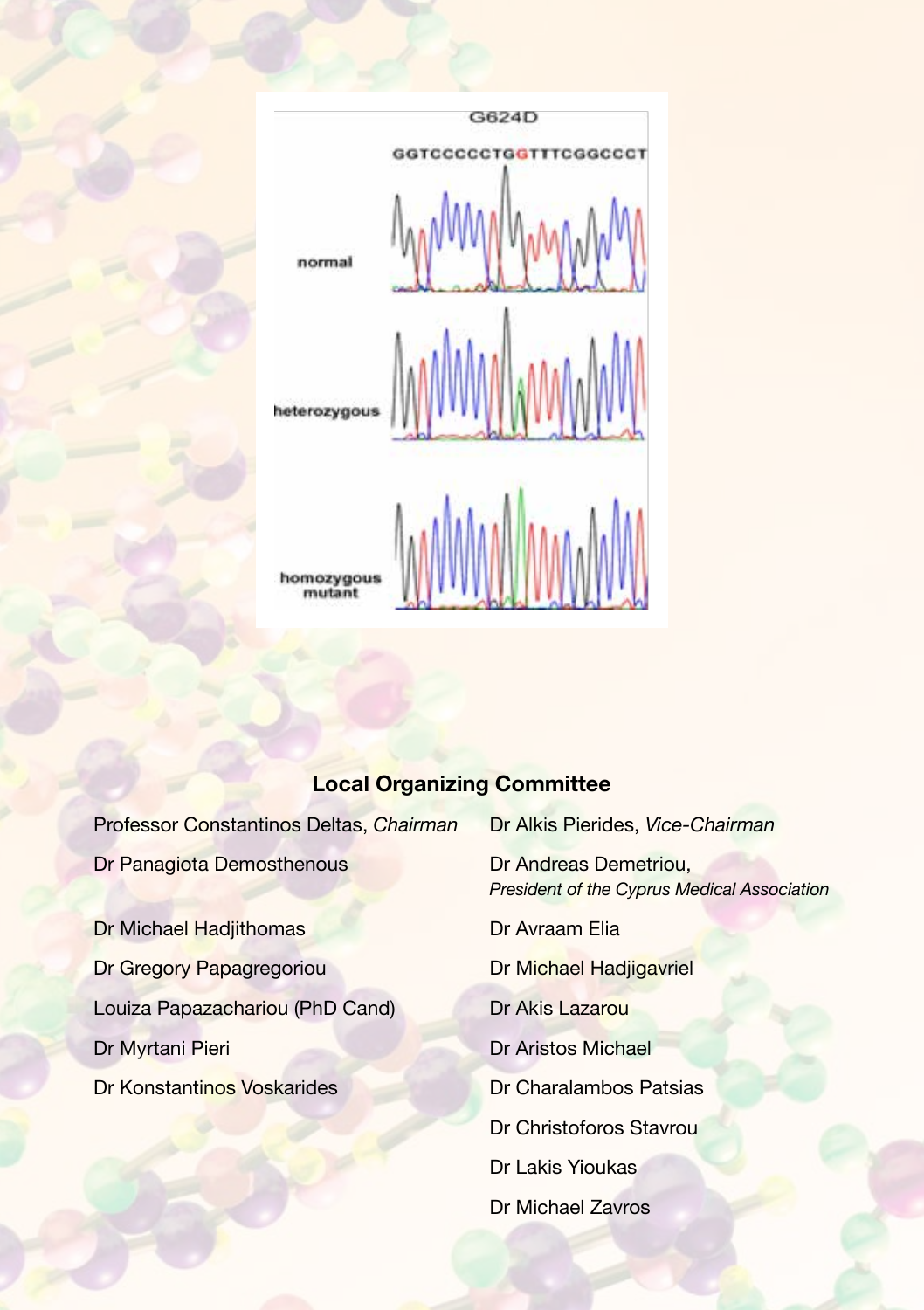## Local Organizing Committee

Professor Constantinos Deltas, *Chairman*

Dr Panagiota Demosthenous

Dr Michael Hadjithomas

Dr Gregory Papagregoriou

Louiza Papazachariou (PhD Cand)

Dr Myrtani Pieri

Dr Konstantinos Voskarides

Dr Alkis Pierides, *Vice-Chairman*

Dr Andreas Demetriou,
*President of the Cyprus Medical Association*

Dr Avraam Elia

Dr Michael Hadjigavriel

Dr Akis Lazarou

Dr Aristos Michael

Dr Charalambos Patsias

Dr Christoforos Stavrou

Dr Lakis Yioukas

Dr Michael Zavros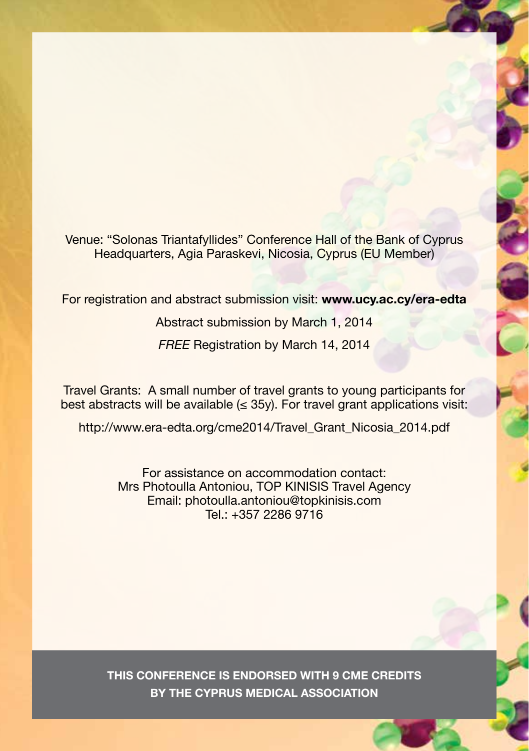Venue: "Solonas Triantafyllides" Conference Hall of the Bank of Cyprus Headquarters, Agia Paraskevi, Nicosia, Cyprus (EU Member)

For registration and abstract submission visit: **www.ucy.ac.cy/era-edta**

Abstract submission by March 1, 2014

*FREE* Registration by March 14, 2014

Travel Grants: A small number of travel grants to young participants for best abstracts will be available (≤ 35y). For travel grant applications visit:

http://www.era-edta.org/cme2014/Travel_Grant_Nicosia_2014.pdf

For assistance on accommodation contact:
Mrs Photoulla Antoniou, TOP KINISIS Travel Agency
Email: photoulla.antoniou@topkinisis.com
Tel.: +357 2286 9716

**THIS CONFERENCE IS ENDORSED WITH 9 CME CREDITS BY THE CYPRUS MEDICAL ASSOCIATION**